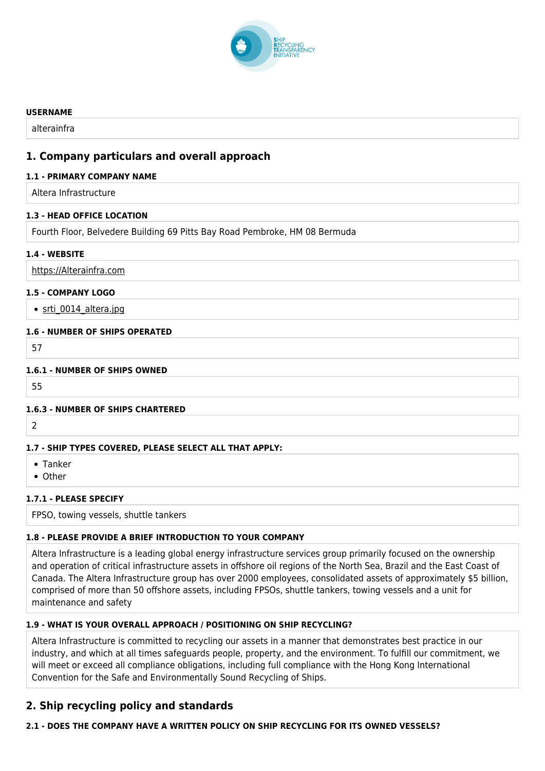SHIP RECYCLING TRANSPARENCY INITIATIVE

**USERNAME**

alterainfra

## 1. Company particulars and overall approach

**1.1 - PRIMARY COMPANY NAME**

Altera Infrastructure

**1.3 - HEAD OFFICE LOCATION**

Fourth Floor, Belvedere Building 69 Pitts Bay Road Pembroke, HM 08 Bermuda

**1.4 - WEBSITE**

https://Alterainfra.com

**1.5 - COMPANY LOGO**

- srti_0014_altera.jpg

**1.6 - NUMBER OF SHIPS OPERATED**

57

**1.6.1 - NUMBER OF SHIPS OWNED**

55

**1.6.3 - NUMBER OF SHIPS CHARTERED**

2

**1.7 - SHIP TYPES COVERED, PLEASE SELECT ALL THAT APPLY:**

- Tanker
- Other

**1.7.1 - PLEASE SPECIFY**

FPSO, towing vessels, shuttle tankers

**1.8 - PLEASE PROVIDE A BRIEF INTRODUCTION TO YOUR COMPANY**

Altera Infrastructure is a leading global energy infrastructure services group primarily focused on the ownership and operation of critical infrastructure assets in offshore oil regions of the North Sea, Brazil and the East Coast of Canada. The Altera Infrastructure group has over 2000 employees, consolidated assets of approximately $5 billion, comprised of more than 50 offshore assets, including FPSOs, shuttle tankers, towing vessels and a unit for maintenance and safety

**1.9 - WHAT IS YOUR OVERALL APPROACH / POSITIONING ON SHIP RECYCLING?**

Altera Infrastructure is committed to recycling our assets in a manner that demonstrates best practice in our industry, and which at all times safeguards people, property, and the environment. To fulfill our commitment, we will meet or exceed all compliance obligations, including full compliance with the Hong Kong International Convention for the Safe and Environmentally Sound Recycling of Ships.

## 2. Ship recycling policy and standards

**2.1 - DOES THE COMPANY HAVE A WRITTEN POLICY ON SHIP RECYCLING FOR ITS OWNED VESSELS?**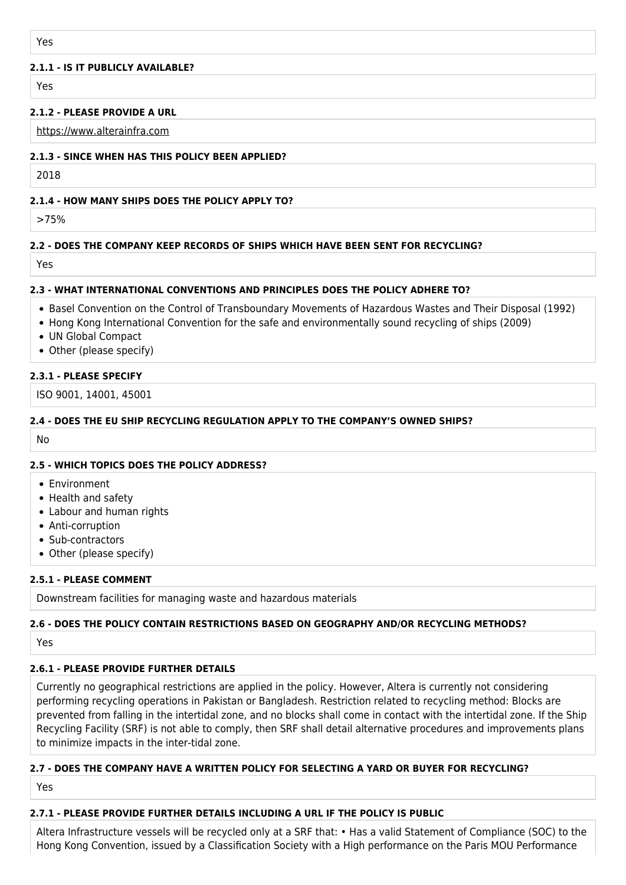Yes

#### 2.1.1 - IS IT PUBLICLY AVAILABLE?

Yes

#### 2.1.2 - PLEASE PROVIDE A URL

https://www.alterainfra.com

#### 2.1.3 - SINCE WHEN HAS THIS POLICY BEEN APPLIED?

2018

#### 2.1.4 - HOW MANY SHIPS DOES THE POLICY APPLY TO?

>75%

#### 2.2 - DOES THE COMPANY KEEP RECORDS OF SHIPS WHICH HAVE BEEN SENT FOR RECYCLING?

Yes

#### 2.3 - WHAT INTERNATIONAL CONVENTIONS AND PRINCIPLES DOES THE POLICY ADHERE TO?

- Basel Convention on the Control of Transboundary Movements of Hazardous Wastes and Their Disposal (1992)
- Hong Kong International Convention for the safe and environmentally sound recycling of ships (2009)
- UN Global Compact
- Other (please specify)

#### 2.3.1 - PLEASE SPECIFY

ISO 9001, 14001, 45001

#### 2.4 - DOES THE EU SHIP RECYCLING REGULATION APPLY TO THE COMPANY'S OWNED SHIPS?

No

#### 2.5 - WHICH TOPICS DOES THE POLICY ADDRESS?

- Environment
- Health and safety
- Labour and human rights
- Anti-corruption
- Sub-contractors
- Other (please specify)

#### 2.5.1 - PLEASE COMMENT

Downstream facilities for managing waste and hazardous materials

#### 2.6 - DOES THE POLICY CONTAIN RESTRICTIONS BASED ON GEOGRAPHY AND/OR RECYCLING METHODS?

Yes

#### 2.6.1 - PLEASE PROVIDE FURTHER DETAILS

Currently no geographical restrictions are applied in the policy. However, Altera is currently not considering performing recycling operations in Pakistan or Bangladesh. Restriction related to recycling method: Blocks are prevented from falling in the intertidal zone, and no blocks shall come in contact with the intertidal zone. If the Ship Recycling Facility (SRF) is not able to comply, then SRF shall detail alternative procedures and improvements plans to minimize impacts in the inter-tidal zone.

#### 2.7 - DOES THE COMPANY HAVE A WRITTEN POLICY FOR SELECTING A YARD OR BUYER FOR RECYCLING?

Yes

#### 2.7.1 - PLEASE PROVIDE FURTHER DETAILS INCLUDING A URL IF THE POLICY IS PUBLIC

Altera Infrastructure vessels will be recycled only at a SRF that: • Has a valid Statement of Compliance (SOC) to the Hong Kong Convention, issued by a Classification Society with a High performance on the Paris MOU Performance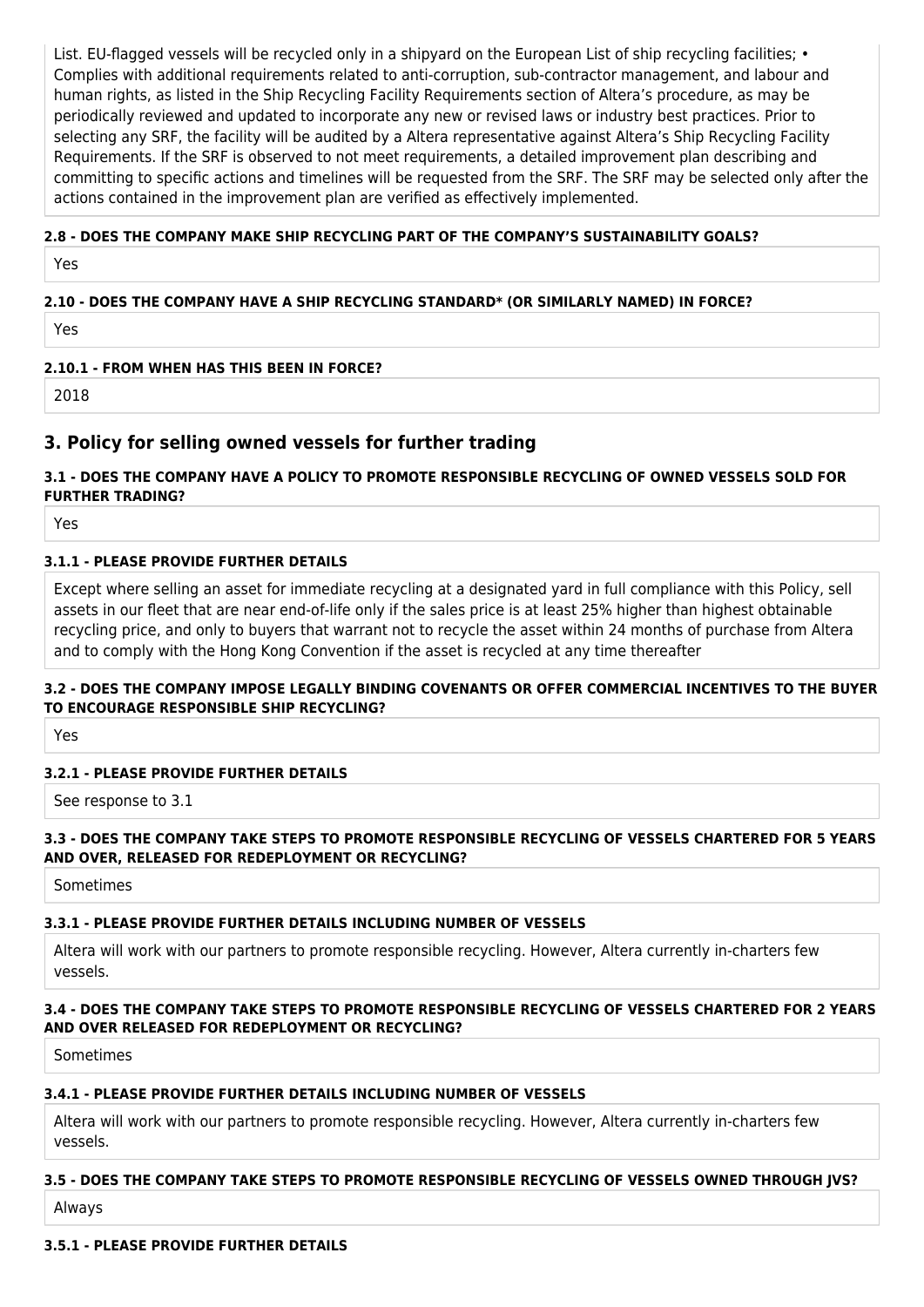List. EU-flagged vessels will be recycled only in a shipyard on the European List of ship recycling facilities; • Complies with additional requirements related to anti-corruption, sub-contractor management, and labour and human rights, as listed in the Ship Recycling Facility Requirements section of Altera's procedure, as may be periodically reviewed and updated to incorporate any new or revised laws or industry best practices. Prior to selecting any SRF, the facility will be audited by a Altera representative against Altera's Ship Recycling Facility Requirements. If the SRF is observed to not meet requirements, a detailed improvement plan describing and committing to specific actions and timelines will be requested from the SRF. The SRF may be selected only after the actions contained in the improvement plan are verified as effectively implemented.

**2.8 - DOES THE COMPANY MAKE SHIP RECYCLING PART OF THE COMPANY'S SUSTAINABILITY GOALS?**

Yes

**2.10 - DOES THE COMPANY HAVE A SHIP RECYCLING STANDARD* (OR SIMILARLY NAMED) IN FORCE?**

Yes

**2.10.1 - FROM WHEN HAS THIS BEEN IN FORCE?**

2018

## 3. Policy for selling owned vessels for further trading

**3.1 - DOES THE COMPANY HAVE A POLICY TO PROMOTE RESPONSIBLE RECYCLING OF OWNED VESSELS SOLD FOR FURTHER TRADING?**

Yes

**3.1.1 - PLEASE PROVIDE FURTHER DETAILS**

Except where selling an asset for immediate recycling at a designated yard in full compliance with this Policy, sell assets in our fleet that are near end-of-life only if the sales price is at least 25% higher than highest obtainable recycling price, and only to buyers that warrant not to recycle the asset within 24 months of purchase from Altera and to comply with the Hong Kong Convention if the asset is recycled at any time thereafter

**3.2 - DOES THE COMPANY IMPOSE LEGALLY BINDING COVENANTS OR OFFER COMMERCIAL INCENTIVES TO THE BUYER TO ENCOURAGE RESPONSIBLE SHIP RECYCLING?**

Yes

**3.2.1 - PLEASE PROVIDE FURTHER DETAILS**

See response to 3.1

**3.3 - DOES THE COMPANY TAKE STEPS TO PROMOTE RESPONSIBLE RECYCLING OF VESSELS CHARTERED FOR 5 YEARS AND OVER, RELEASED FOR REDEPLOYMENT OR RECYCLING?**

Sometimes

**3.3.1 - PLEASE PROVIDE FURTHER DETAILS INCLUDING NUMBER OF VESSELS**

Altera will work with our partners to promote responsible recycling. However, Altera currently in-charters few vessels.

**3.4 - DOES THE COMPANY TAKE STEPS TO PROMOTE RESPONSIBLE RECYCLING OF VESSELS CHARTERED FOR 2 YEARS AND OVER RELEASED FOR REDEPLOYMENT OR RECYCLING?**

Sometimes

**3.4.1 - PLEASE PROVIDE FURTHER DETAILS INCLUDING NUMBER OF VESSELS**

Altera will work with our partners to promote responsible recycling. However, Altera currently in-charters few vessels.

**3.5 - DOES THE COMPANY TAKE STEPS TO PROMOTE RESPONSIBLE RECYCLING OF VESSELS OWNED THROUGH JVS?**

Always

**3.5.1 - PLEASE PROVIDE FURTHER DETAILS**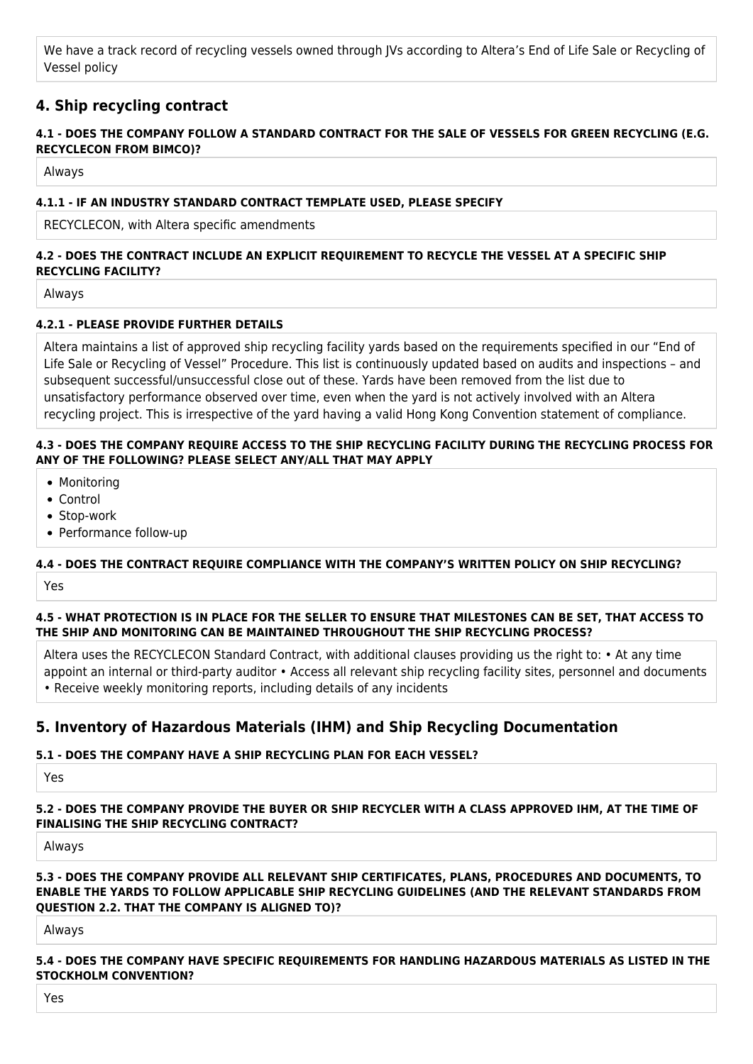We have a track record of recycling vessels owned through JVs according to Altera's End of Life Sale or Recycling of Vessel policy

## 4. Ship recycling contract

#### 4.1 - DOES THE COMPANY FOLLOW A STANDARD CONTRACT FOR THE SALE OF VESSELS FOR GREEN RECYCLING (E.G. RECYCLECON FROM BIMCO)?

Always

#### 4.1.1 - IF AN INDUSTRY STANDARD CONTRACT TEMPLATE USED, PLEASE SPECIFY

RECYCLECON, with Altera specific amendments

#### 4.2 - DOES THE CONTRACT INCLUDE AN EXPLICIT REQUIREMENT TO RECYCLE THE VESSEL AT A SPECIFIC SHIP RECYCLING FACILITY?

Always

#### 4.2.1 - PLEASE PROVIDE FURTHER DETAILS

Altera maintains a list of approved ship recycling facility yards based on the requirements specified in our "End of Life Sale or Recycling of Vessel" Procedure. This list is continuously updated based on audits and inspections – and subsequent successful/unsuccessful close out of these. Yards have been removed from the list due to unsatisfactory performance observed over time, even when the yard is not actively involved with an Altera recycling project. This is irrespective of the yard having a valid Hong Kong Convention statement of compliance.

#### 4.3 - DOES THE COMPANY REQUIRE ACCESS TO THE SHIP RECYCLING FACILITY DURING THE RECYCLING PROCESS FOR ANY OF THE FOLLOWING? PLEASE SELECT ANY/ALL THAT MAY APPLY

- Monitoring
- Control
- Stop-work
- Performance follow-up

#### 4.4 - DOES THE CONTRACT REQUIRE COMPLIANCE WITH THE COMPANY'S WRITTEN POLICY ON SHIP RECYCLING?

Yes

#### 4.5 - WHAT PROTECTION IS IN PLACE FOR THE SELLER TO ENSURE THAT MILESTONES CAN BE SET, THAT ACCESS TO THE SHIP AND MONITORING CAN BE MAINTAINED THROUGHOUT THE SHIP RECYCLING PROCESS?

Altera uses the RECYCLECON Standard Contract, with additional clauses providing us the right to: • At any time appoint an internal or third-party auditor • Access all relevant ship recycling facility sites, personnel and documents • Receive weekly monitoring reports, including details of any incidents

## 5. Inventory of Hazardous Materials (IHM) and Ship Recycling Documentation

#### 5.1 - DOES THE COMPANY HAVE A SHIP RECYCLING PLAN FOR EACH VESSEL?

Yes

#### 5.2 - DOES THE COMPANY PROVIDE THE BUYER OR SHIP RECYCLER WITH A CLASS APPROVED IHM, AT THE TIME OF FINALISING THE SHIP RECYCLING CONTRACT?

Always

#### 5.3 - DOES THE COMPANY PROVIDE ALL RELEVANT SHIP CERTIFICATES, PLANS, PROCEDURES AND DOCUMENTS, TO ENABLE THE YARDS TO FOLLOW APPLICABLE SHIP RECYCLING GUIDELINES (AND THE RELEVANT STANDARDS FROM QUESTION 2.2. THAT THE COMPANY IS ALIGNED TO)?

Always

#### 5.4 - DOES THE COMPANY HAVE SPECIFIC REQUIREMENTS FOR HANDLING HAZARDOUS MATERIALS AS LISTED IN THE STOCKHOLM CONVENTION?

Yes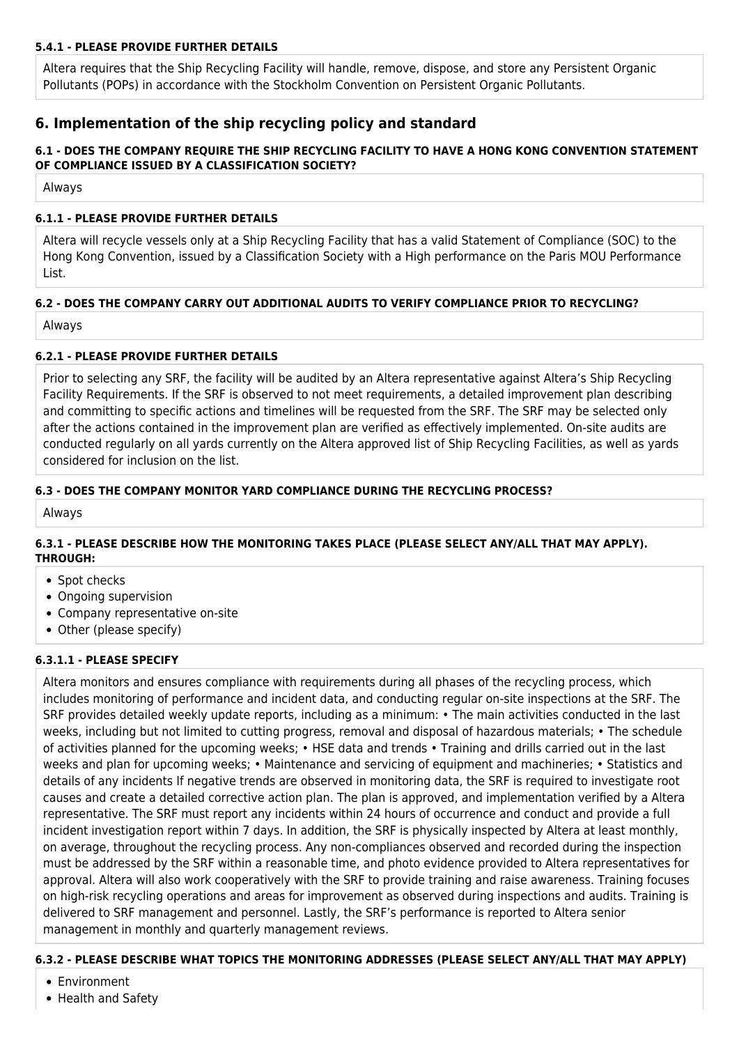#### 5.4.1 - PLEASE PROVIDE FURTHER DETAILS

Altera requires that the Ship Recycling Facility will handle, remove, dispose, and store any Persistent Organic Pollutants (POPs) in accordance with the Stockholm Convention on Persistent Organic Pollutants.

## 6. Implementation of the ship recycling policy and standard

#### 6.1 - DOES THE COMPANY REQUIRE THE SHIP RECYCLING FACILITY TO HAVE A HONG KONG CONVENTION STATEMENT OF COMPLIANCE ISSUED BY A CLASSIFICATION SOCIETY?

Always

#### 6.1.1 - PLEASE PROVIDE FURTHER DETAILS

Altera will recycle vessels only at a Ship Recycling Facility that has a valid Statement of Compliance (SOC) to the Hong Kong Convention, issued by a Classification Society with a High performance on the Paris MOU Performance List.

#### 6.2 - DOES THE COMPANY CARRY OUT ADDITIONAL AUDITS TO VERIFY COMPLIANCE PRIOR TO RECYCLING?

Always

#### 6.2.1 - PLEASE PROVIDE FURTHER DETAILS

Prior to selecting any SRF, the facility will be audited by an Altera representative against Altera's Ship Recycling Facility Requirements. If the SRF is observed to not meet requirements, a detailed improvement plan describing and committing to specific actions and timelines will be requested from the SRF. The SRF may be selected only after the actions contained in the improvement plan are verified as effectively implemented. On-site audits are conducted regularly on all yards currently on the Altera approved list of Ship Recycling Facilities, as well as yards considered for inclusion on the list.

#### 6.3 - DOES THE COMPANY MONITOR YARD COMPLIANCE DURING THE RECYCLING PROCESS?

Always

#### 6.3.1 - PLEASE DESCRIBE HOW THE MONITORING TAKES PLACE (PLEASE SELECT ANY/ALL THAT MAY APPLY). THROUGH:

- Spot checks
- Ongoing supervision
- Company representative on-site
- Other (please specify)

#### 6.3.1.1 - PLEASE SPECIFY

Altera monitors and ensures compliance with requirements during all phases of the recycling process, which includes monitoring of performance and incident data, and conducting regular on-site inspections at the SRF. The SRF provides detailed weekly update reports, including as a minimum: • The main activities conducted in the last weeks, including but not limited to cutting progress, removal and disposal of hazardous materials; • The schedule of activities planned for the upcoming weeks; • HSE data and trends • Training and drills carried out in the last weeks and plan for upcoming weeks; • Maintenance and servicing of equipment and machineries; • Statistics and details of any incidents If negative trends are observed in monitoring data, the SRF is required to investigate root causes and create a detailed corrective action plan. The plan is approved, and implementation verified by a Altera representative. The SRF must report any incidents within 24 hours of occurrence and conduct and provide a full incident investigation report within 7 days. In addition, the SRF is physically inspected by Altera at least monthly, on average, throughout the recycling process. Any non-compliances observed and recorded during the inspection must be addressed by the SRF within a reasonable time, and photo evidence provided to Altera representatives for approval. Altera will also work cooperatively with the SRF to provide training and raise awareness. Training focuses on high-risk recycling operations and areas for improvement as observed during inspections and audits. Training is delivered to SRF management and personnel. Lastly, the SRF's performance is reported to Altera senior management in monthly and quarterly management reviews.

#### 6.3.2 - PLEASE DESCRIBE WHAT TOPICS THE MONITORING ADDRESSES (PLEASE SELECT ANY/ALL THAT MAY APPLY)

- Environment
- Health and Safety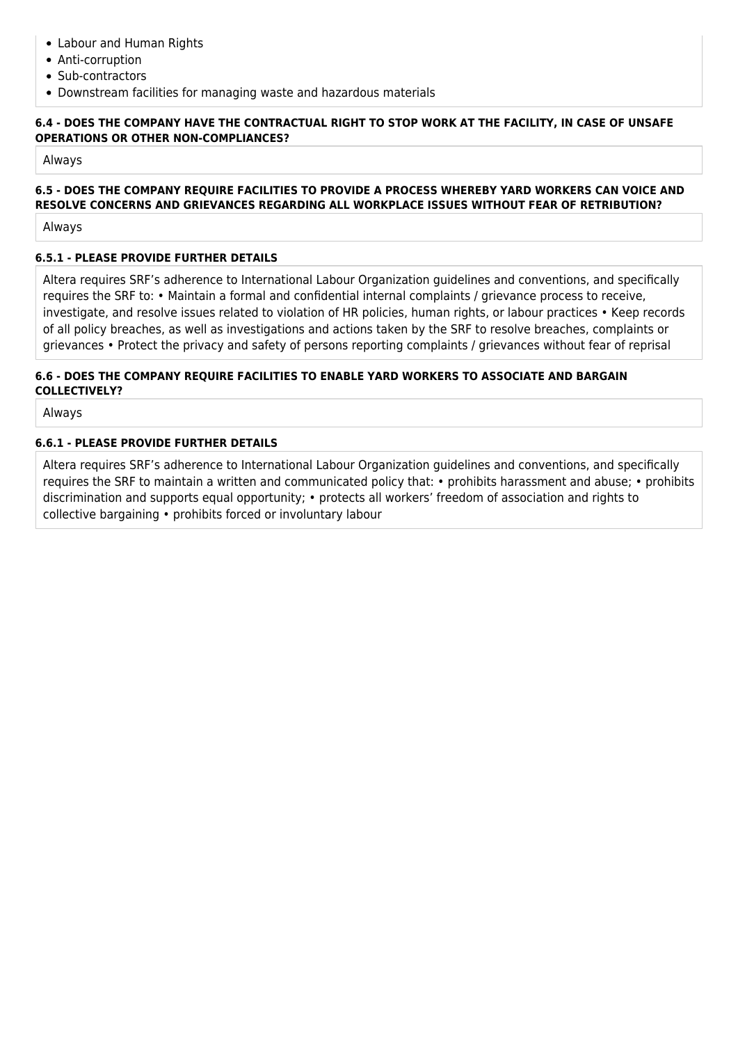- Labour and Human Rights
- Anti-corruption
- Sub-contractors
- Downstream facilities for managing waste and hazardous materials

#### 6.4 - DOES THE COMPANY HAVE THE CONTRACTUAL RIGHT TO STOP WORK AT THE FACILITY, IN CASE OF UNSAFE OPERATIONS OR OTHER NON-COMPLIANCES?

Always

#### 6.5 - DOES THE COMPANY REQUIRE FACILITIES TO PROVIDE A PROCESS WHEREBY YARD WORKERS CAN VOICE AND RESOLVE CONCERNS AND GRIEVANCES REGARDING ALL WORKPLACE ISSUES WITHOUT FEAR OF RETRIBUTION?

Always

#### 6.5.1 - PLEASE PROVIDE FURTHER DETAILS

Altera requires SRF's adherence to International Labour Organization guidelines and conventions, and specifically requires the SRF to: • Maintain a formal and confidential internal complaints / grievance process to receive, investigate, and resolve issues related to violation of HR policies, human rights, or labour practices • Keep records of all policy breaches, as well as investigations and actions taken by the SRF to resolve breaches, complaints or grievances • Protect the privacy and safety of persons reporting complaints / grievances without fear of reprisal

#### 6.6 - DOES THE COMPANY REQUIRE FACILITIES TO ENABLE YARD WORKERS TO ASSOCIATE AND BARGAIN COLLECTIVELY?

Always

#### 6.6.1 - PLEASE PROVIDE FURTHER DETAILS

Altera requires SRF's adherence to International Labour Organization guidelines and conventions, and specifically requires the SRF to maintain a written and communicated policy that: • prohibits harassment and abuse; • prohibits discrimination and supports equal opportunity; • protects all workers' freedom of association and rights to collective bargaining • prohibits forced or involuntary labour